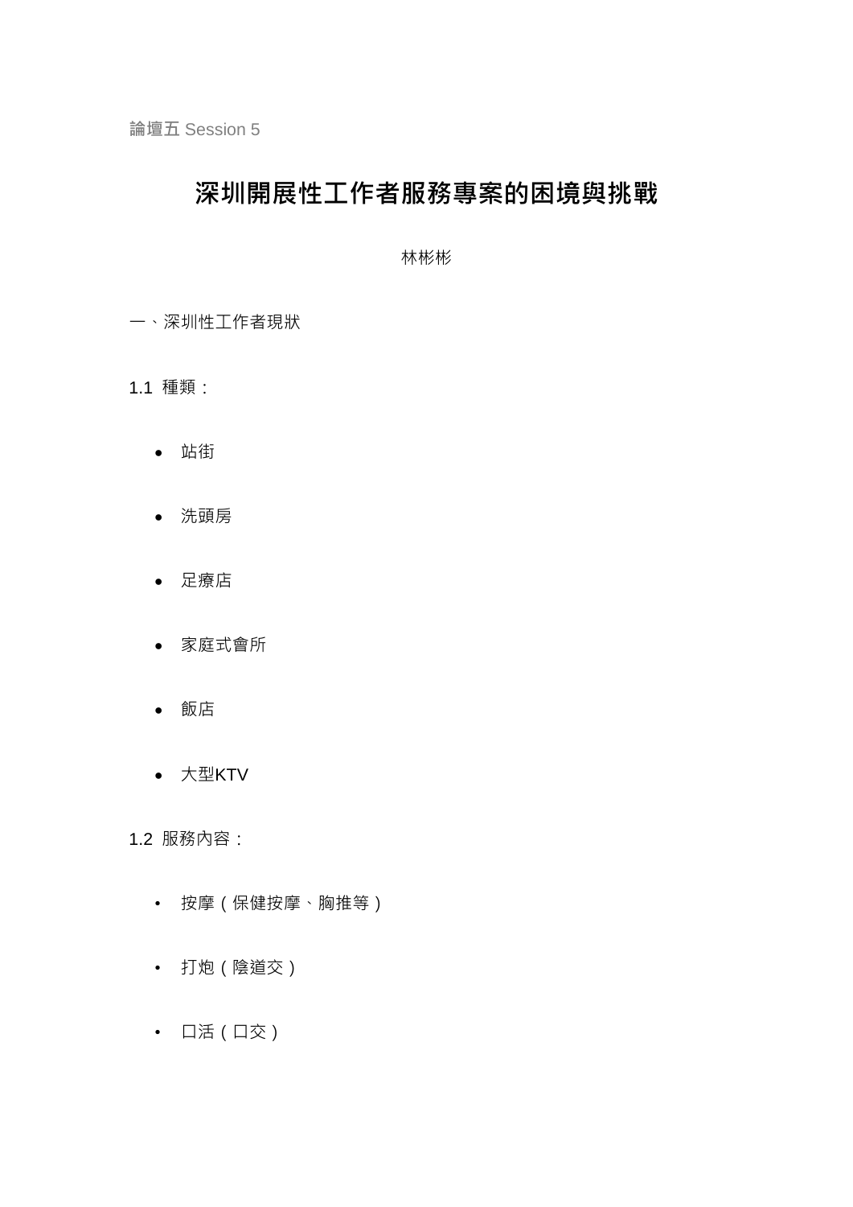論壇五 Session 5

# 深圳開展性工作者服務專案的困境與挑戰

林彬彬

一、深圳性工作者現狀

1.1 種類：

- 站街
- 洗頭房
- 足療店
- 家庭式會所
- 飯店
- 大型KTV

1.2 服務內容：

- 按摩（保健按摩、胸推等）
- 打炮（陰道交）
- 口活（口交）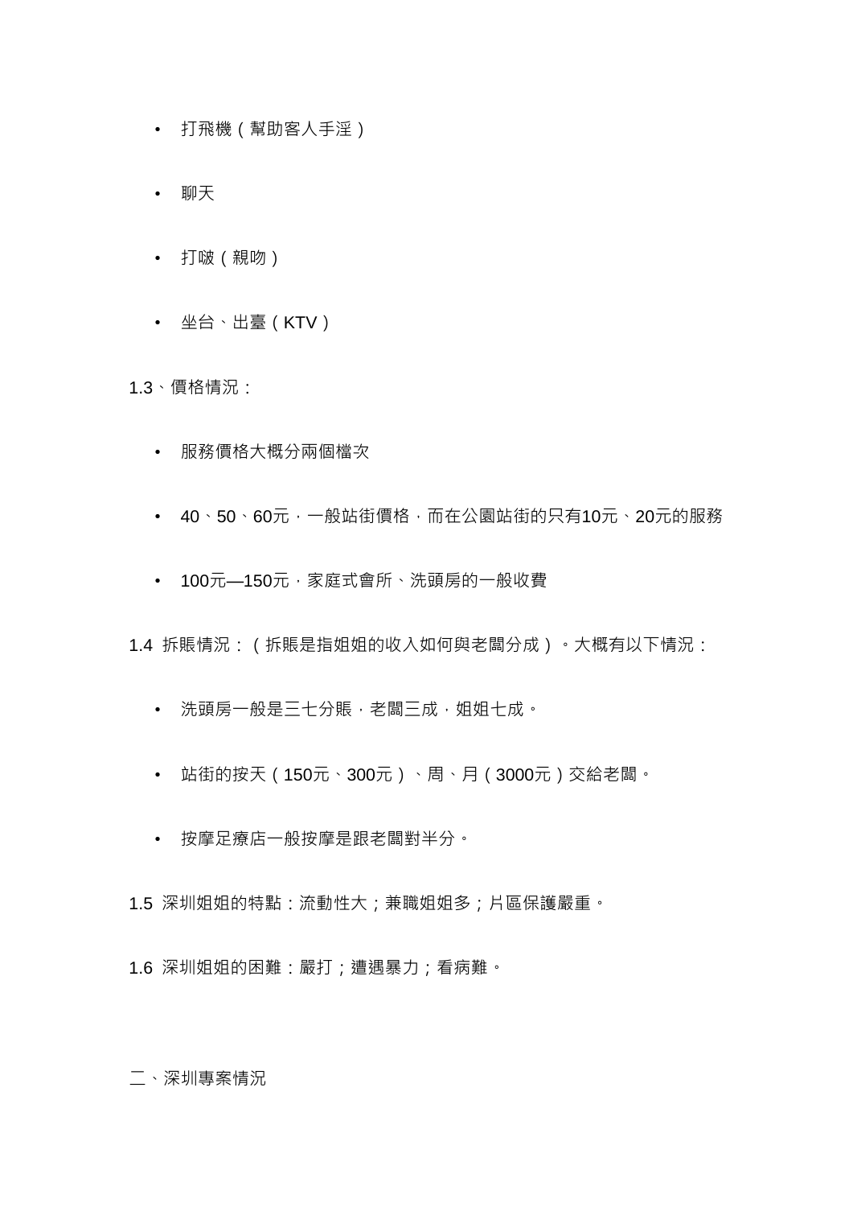- 打飛機（幫助客人手淫）
- 聊天
- 打啵（親吻）
- 坐台、出臺（KTV）

1.3、價格情況：

- 服務價格大概分兩個檔次
- 40、50、60元，一般站街價格，而在公園站街的只有10元、20元的服務
- 100元—150元，家庭式會所、洗頭房的一般收費

1.4 拆賬情況：（拆賬是指姐姐的收入如何與老闆分成）。大概有以下情況：

- 洗頭房一般是三七分賬，老闆三成，姐姐七成。
- 站街的按天（150元、300元）、周、月（3000元）交給老闆。
- 按摩足療店一般按摩是跟老闆對半分。

1.5 深圳姐姐的特點：流動性大；兼職姐姐多；片區保護嚴重。

1.6 深圳姐姐的困難：嚴打；遭遇暴力；看病難。

二、深圳專案情況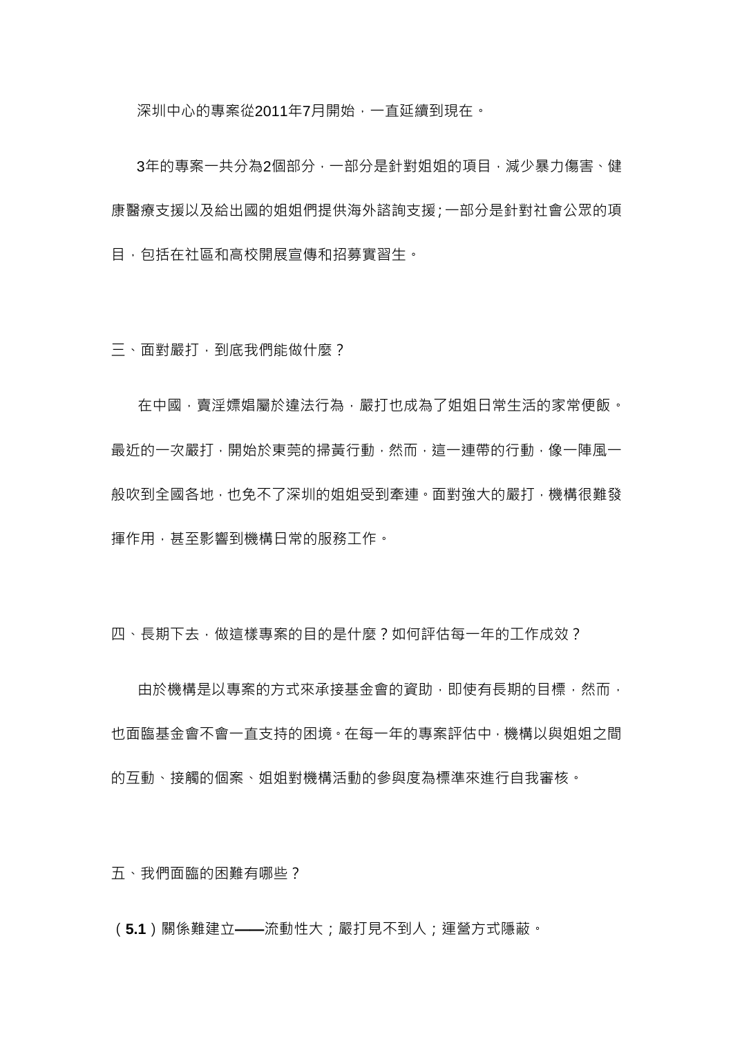深圳中心的專案從2011年7月開始，一直延續到現在。

3年的專案一共分為2個部分，一部分是針對姐姐的項目，減少暴力傷害、健康醫療支援以及給出國的姐姐們提供海外諮詢支援；一部分是針對社會公眾的項目，包括在社區和高校開展宣傳和招募實習生。

## 三、面對嚴打，到底我們能做什麼？

在中國，賣淫嫖娼屬於違法行為，嚴打也成為了姐姐日常生活的家常便飯。最近的一次嚴打，開始於東莞的掃黃行動，然而，這一連帶的行動，像一陣風一般吹到全國各地，也免不了深圳的姐姐受到牽連。面對強大的嚴打，機構很難發揮作用，甚至影響到機構日常的服務工作。

## 四、長期下去，做這樣專案的目的是什麼？如何評估每一年的工作成效？

由於機構是以專案的方式來承接基金會的資助，即使有長期的目標，然而，也面臨基金會不會一直支持的困境。在每一年的專案評估中，機構以與姐姐之間的互動、接觸的個案、姐姐對機構活動的參與度為標準來進行自我審核。

## 五、我們面臨的困難有哪些？

（**5.1**）關係難建立**——**流動性大；嚴打見不到人；運營方式隱蔽。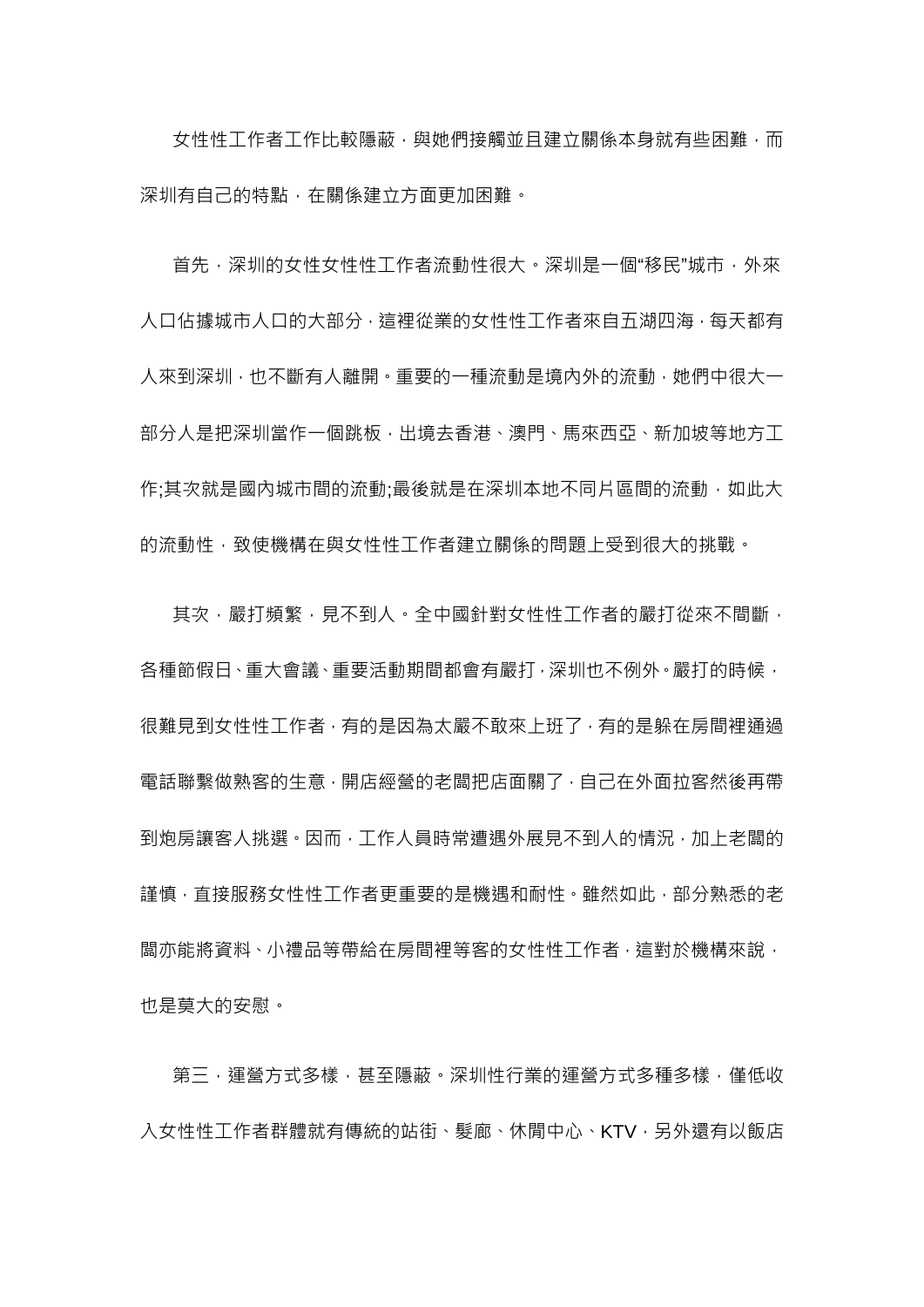女性性工作者工作比較隱蔽，與她們接觸並且建立關係本身就有些困難，而深圳有自己的特點，在關係建立方面更加困難。

首先，深圳的女性女性性工作者流動性很大。深圳是一個“移民”城市，外來人口佔據城市人口的大部分，這裡從業的女性性工作者來自五湖四海，每天都有人來到深圳，也不斷有人離開。重要的一種流動是境內外的流動，她們中很大一部分人是把深圳當作一個跳板，出境去香港、澳門、馬來西亞、新加坡等地方工作;其次就是國內城市間的流動;最後就是在深圳本地不同片區間的流動，如此大的流動性，致使機構在與女性性工作者建立關係的問題上受到很大的挑戰。

其次，嚴打頻繁，見不到人。全中國針對女性性工作者的嚴打從來不間斷，各種節假日、重大會議、重要活動期間都會有嚴打，深圳也不例外。嚴打的時候，很難見到女性性工作者，有的是因為太嚴不敢來上班了，有的是躲在房間裡通過電話聯繫做熟客的生意，開店經營的老闆把店面關了，自己在外面拉客然後再帶到炮房讓客人挑選。因而，工作人員時常遭遇外展見不到人的情況，加上老闆的謹慎，直接服務女性性工作者更重要的是機遇和耐性。雖然如此，部分熟悉的老闆亦能將資料、小禮品等帶給在房間裡等客的女性性工作者，這對於機構來說，也是莫大的安慰。

第三，運營方式多樣，甚至隱蔽。深圳性行業的運營方式多種多樣，僅低收入女性性工作者群體就有傳統的站街、髮廊、休閒中心、KTV，另外還有以飯店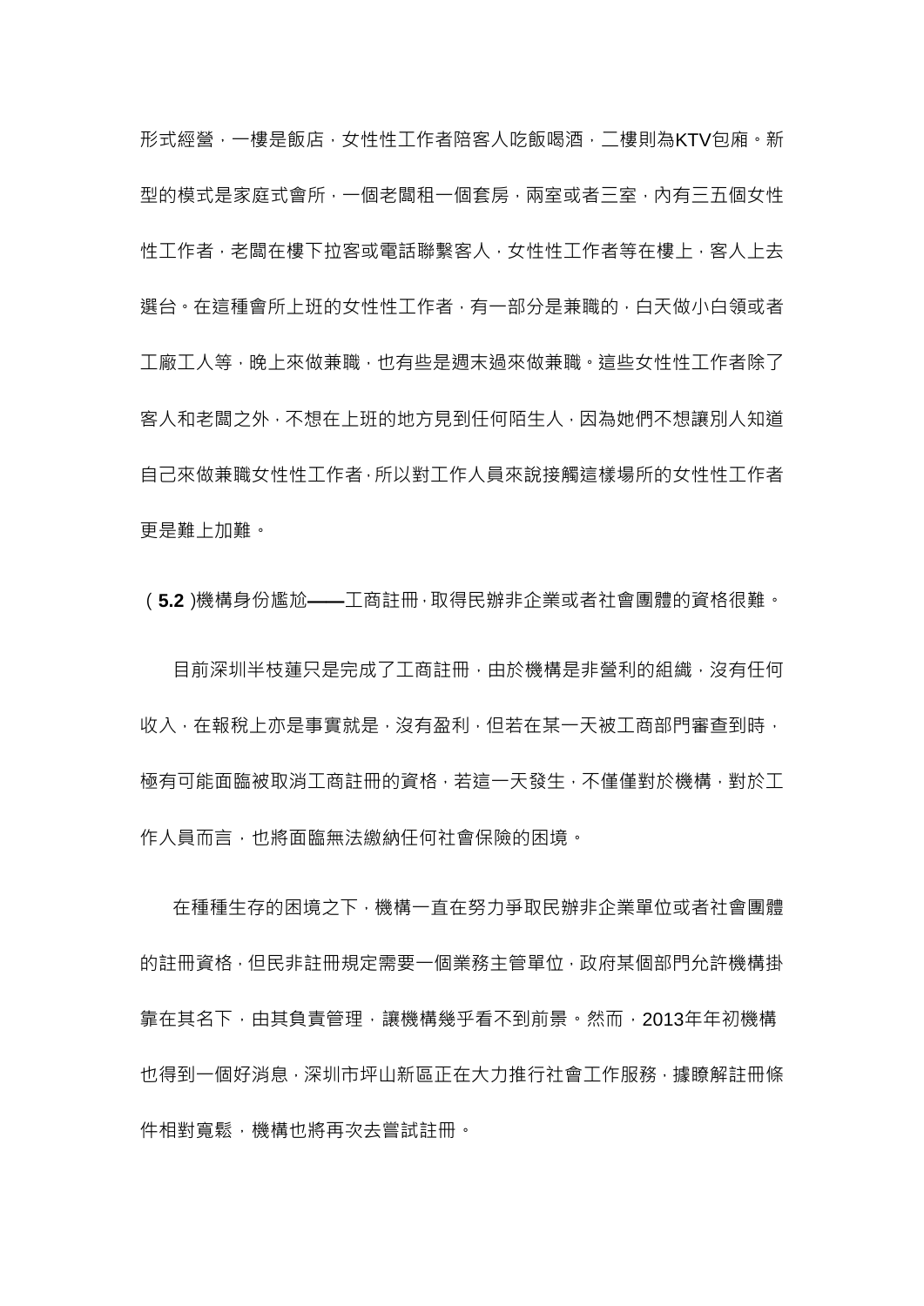形式經營，一樓是飯店，女性性工作者陪客人吃飯喝酒，二樓則為KTV包廂。新型的模式是家庭式會所，一個老闆租一個套房，兩室或者三室，內有三五個女性性工作者，老闆在樓下拉客或電話聯繫客人，女性性工作者等在樓上，客人上去選台。在這種會所上班的女性性工作者，有一部分是兼職的，白天做小白領或者工廠工人等，晚上來做兼職，也有些是週末過來做兼職。這些女性性工作者除了客人和老闆之外，不想在上班的地方見到任何陌生人，因為她們不想讓別人知道自己來做兼職女性性工作者，所以對工作人員來說接觸這樣場所的女性性工作者更是難上加難。

（**5.2** )機構身份尷尬**——**工商註冊，取得民辦非企業或者社會團體的資格很難。

目前深圳半枝蓮只是完成了工商註冊，由於機構是非營利的組織，沒有任何收入，在報稅上亦是事實就是，沒有盈利，但若在某一天被工商部門審查到時，極有可能面臨被取消工商註冊的資格，若這一天發生，不僅僅對於機構，對於工作人員而言，也將面臨無法繳納任何社會保險的困境。

在種種生存的困境之下，機構一直在努力爭取民辦非企業單位或者社會團體的註冊資格，但民非註冊規定需要一個業務主管單位，政府某個部門允許機構掛靠在其名下，由其負責管理，讓機構幾乎看不到前景。然而，2013年年初機構也得到一個好消息，深圳市坪山新區正在大力推行社會工作服務，據瞭解註冊條件相對寬鬆，機構也將再次去嘗試註冊。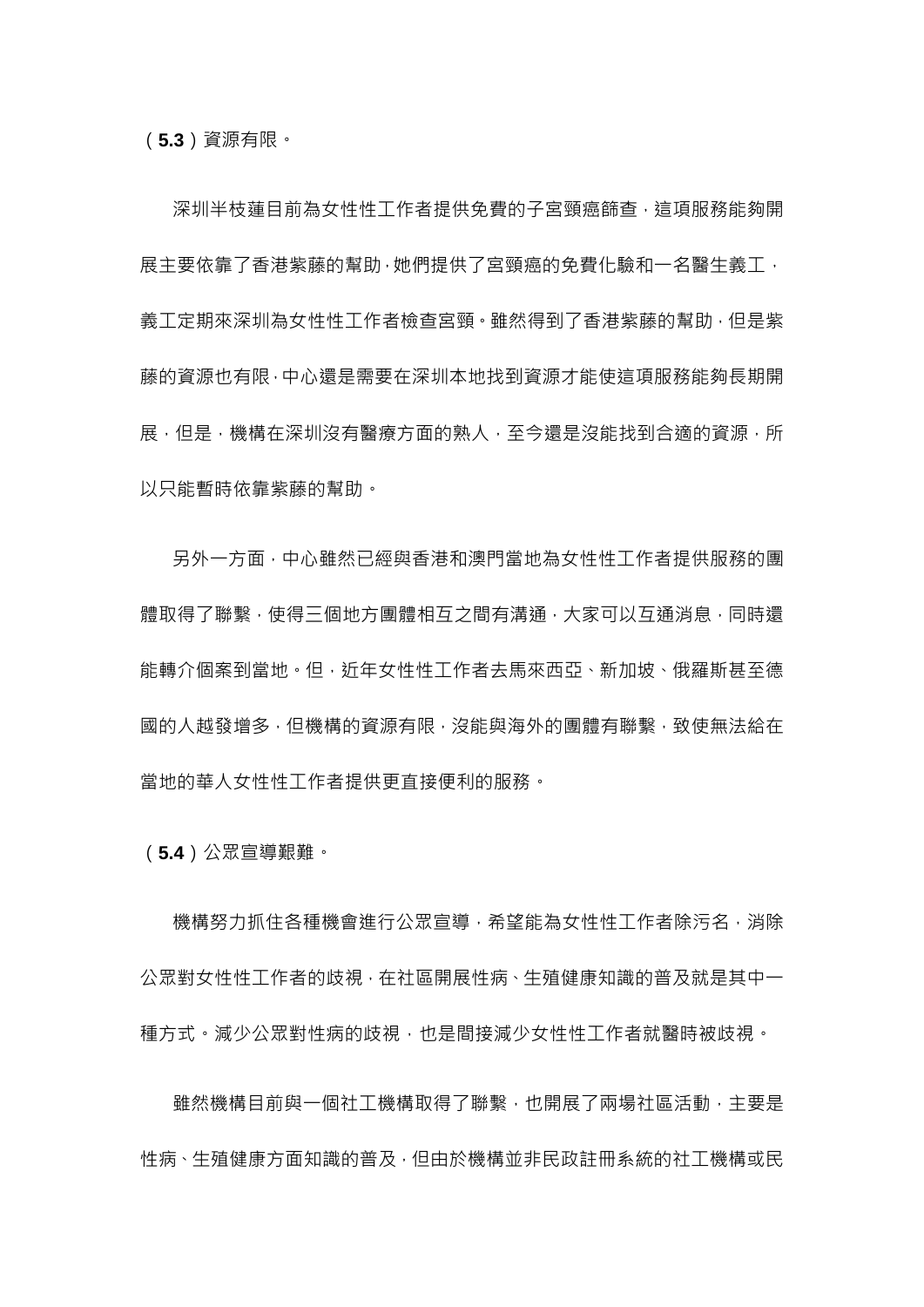（**5.3**）資源有限。

深圳半枝蓮目前為女性性工作者提供免費的子宮頸癌篩查，這項服務能夠開展主要依靠了香港紫藤的幫助，她們提供了宮頸癌的免費化驗和一名醫生義工，義工定期來深圳為女性性工作者檢查宮頸。雖然得到了香港紫藤的幫助，但是紫藤的資源也有限，中心還是需要在深圳本地找到資源才能使這項服務能夠長期開展，但是，機構在深圳沒有醫療方面的熟人，至今還是沒能找到合適的資源，所以只能暫時依靠紫藤的幫助。

另外一方面，中心雖然已經與香港和澳門當地為女性性工作者提供服務的團體取得了聯繫，使得三個地方團體相互之間有溝通，大家可以互通消息，同時還能轉介個案到當地。但，近年女性性工作者去馬來西亞、新加坡、俄羅斯甚至德國的人越發增多，但機構的資源有限，沒能與海外的團體有聯繫，致使無法給在當地的華人女性性工作者提供更直接便利的服務。

（**5.4**）公眾宣導艱難。

機構努力抓住各種機會進行公眾宣導，希望能為女性性工作者除污名，消除公眾對女性性工作者的歧視，在社區開展性病、生殖健康知識的普及就是其中一種方式。減少公眾對性病的歧視，也是間接減少女性性工作者就醫時被歧視。

雖然機構目前與一個社工機構取得了聯繫，也開展了兩場社區活動，主要是性病、生殖健康方面知識的普及，但由於機構並非民政註冊系統的社工機構或民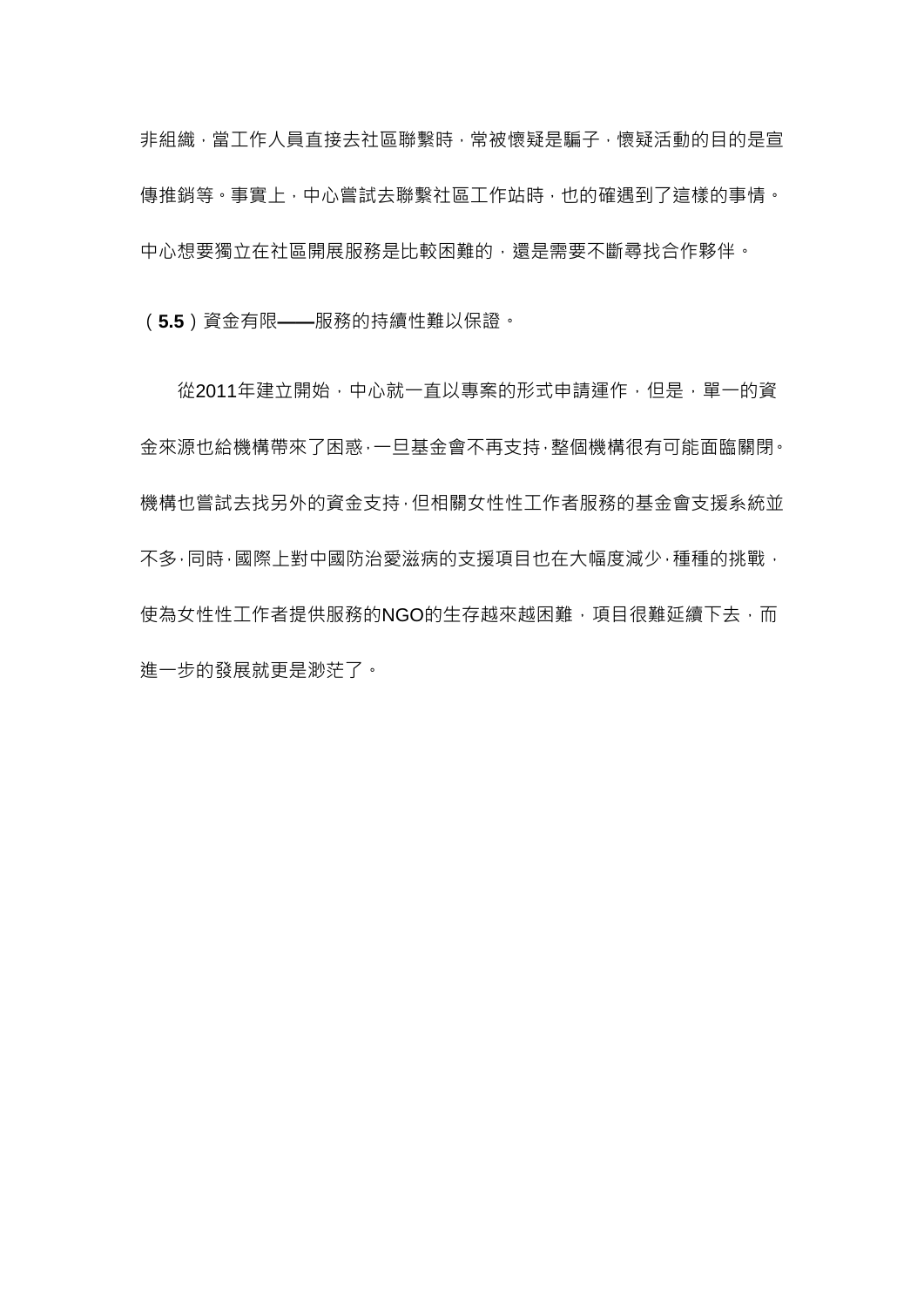非組織，當工作人員直接去社區聯繫時，常被懷疑是騙子，懷疑活動的目的是宣傳推銷等。事實上，中心嘗試去聯繫社區工作站時，也的確遇到了這樣的事情。中心想要獨立在社區開展服務是比較困難的，還是需要不斷尋找合作夥伴。

（**5.5**）資金有限**——**服務的持續性難以保證。

從2011年建立開始，中心就一直以專案的形式申請運作，但是，單一的資金來源也給機構帶來了困惑，一旦基金會不再支持，整個機構很有可能面臨關閉。機構也嘗試去找另外的資金支持，但相關女性性工作者服務的基金會支援系統並不多，同時，國際上對中國防治愛滋病的支援項目也在大幅度減少，種種的挑戰，使為女性性工作者提供服務的NGO的生存越來越困難，項目很難延續下去，而進一步的發展就更是渺茫了。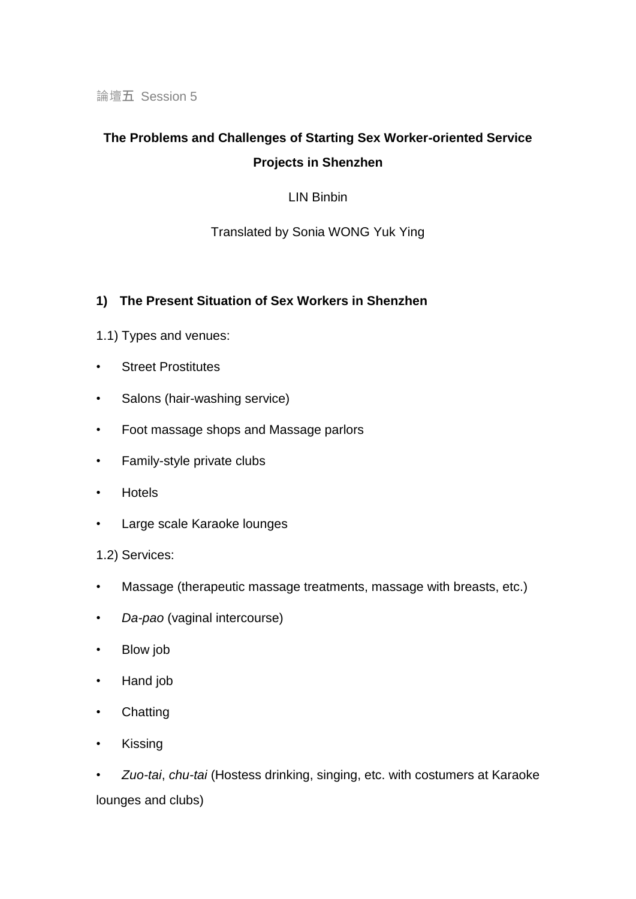論壇五 Session 5

# The Problems and Challenges of Starting Sex Worker-oriented Service Projects in Shenzhen

LIN Binbin

Translated by Sonia WONG Yuk Ying

## 1) The Present Situation of Sex Workers in Shenzhen

1.1) Types and venues:

- Street Prostitutes
- Salons (hair-washing service)
- Foot massage shops and Massage parlors
- Family-style private clubs
- Hotels
- Large scale Karaoke lounges

1.2) Services:

- Massage (therapeutic massage treatments, massage with breasts, etc.)
- *Da-pao* (vaginal intercourse)
- Blow job
- Hand job
- Chatting
- Kissing
- *Zuo-tai*, *chu-tai* (Hostess drinking, singing, etc. with costumers at Karaoke lounges and clubs)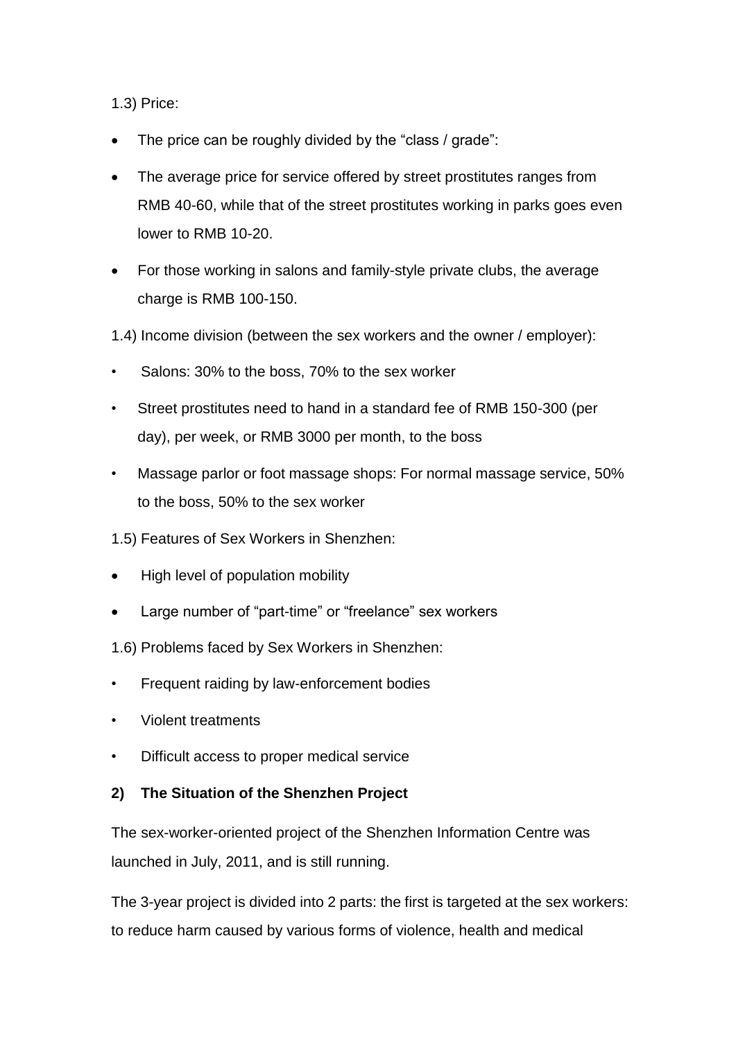1.3) Price:

- The price can be roughly divided by the "class / grade":
- The average price for service offered by street prostitutes ranges from RMB 40-60, while that of the street prostitutes working in parks goes even lower to RMB 10-20.
- For those working in salons and family-style private clubs, the average charge is RMB 100-150.

1.4) Income division (between the sex workers and the owner / employer):

- Salons: 30% to the boss, 70% to the sex worker
- Street prostitutes need to hand in a standard fee of RMB 150-300 (per day), per week, or RMB 3000 per month, to the boss
- Massage parlor or foot massage shops: For normal massage service, 50% to the boss, 50% to the sex worker

1.5) Features of Sex Workers in Shenzhen:

- High level of population mobility
- Large number of "part-time" or "freelance" sex workers

1.6) Problems faced by Sex Workers in Shenzhen:

- Frequent raiding by law-enforcement bodies
- Violent treatments
- Difficult access to proper medical service

## 2) The Situation of the Shenzhen Project

The sex-worker-oriented project of the Shenzhen Information Centre was launched in July, 2011, and is still running.

The 3-year project is divided into 2 parts: the first is targeted at the sex workers: to reduce harm caused by various forms of violence, health and medical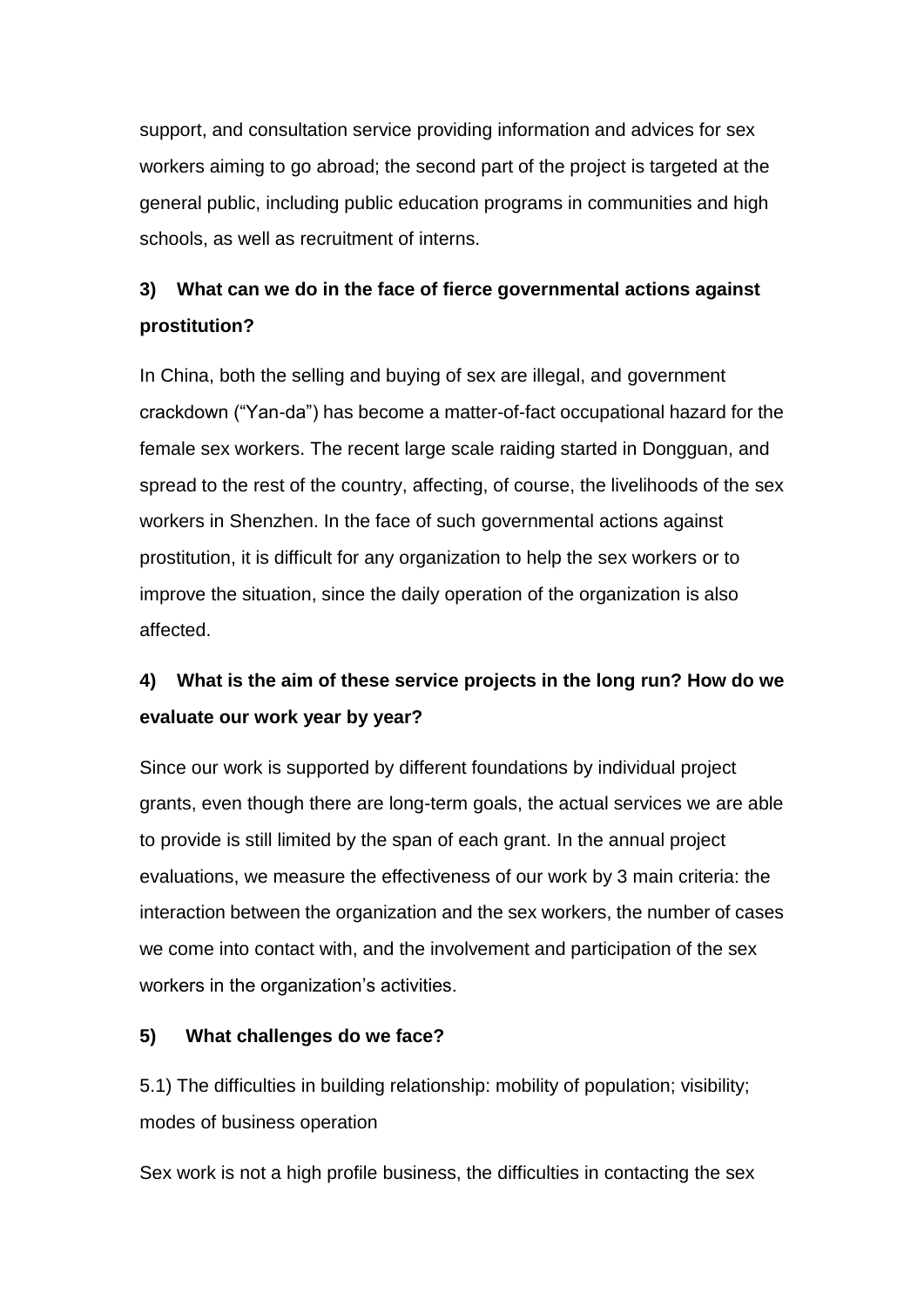support, and consultation service providing information and advices for sex workers aiming to go abroad; the second part of the project is targeted at the general public, including public education programs in communities and high schools, as well as recruitment of interns.

### 3) What can we do in the face of fierce governmental actions against prostitution?

In China, both the selling and buying of sex are illegal, and government crackdown ("Yan-da") has become a matter-of-fact occupational hazard for the female sex workers. The recent large scale raiding started in Dongguan, and spread to the rest of the country, affecting, of course, the livelihoods of the sex workers in Shenzhen. In the face of such governmental actions against prostitution, it is difficult for any organization to help the sex workers or to improve the situation, since the daily operation of the organization is also affected.

### 4) What is the aim of these service projects in the long run? How do we evaluate our work year by year?

Since our work is supported by different foundations by individual project grants, even though there are long-term goals, the actual services we are able to provide is still limited by the span of each grant. In the annual project evaluations, we measure the effectiveness of our work by 3 main criteria: the interaction between the organization and the sex workers, the number of cases we come into contact with, and the involvement and participation of the sex workers in the organization's activities.

### 5) What challenges do we face?

5.1) The difficulties in building relationship: mobility of population; visibility; modes of business operation

Sex work is not a high profile business, the difficulties in contacting the sex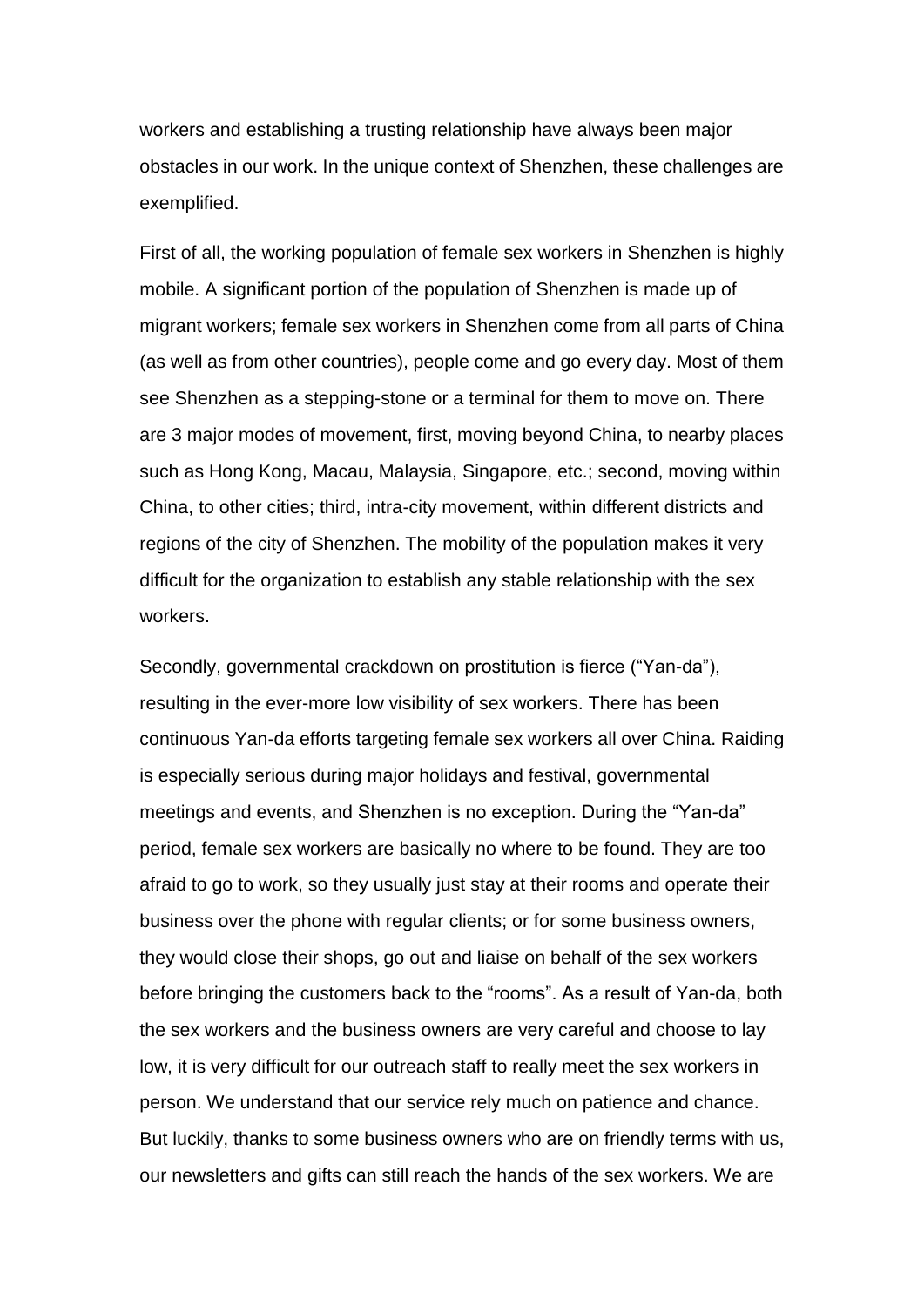workers and establishing a trusting relationship have always been major obstacles in our work. In the unique context of Shenzhen, these challenges are exemplified.

First of all, the working population of female sex workers in Shenzhen is highly mobile. A significant portion of the population of Shenzhen is made up of migrant workers; female sex workers in Shenzhen come from all parts of China (as well as from other countries), people come and go every day. Most of them see Shenzhen as a stepping-stone or a terminal for them to move on. There are 3 major modes of movement, first, moving beyond China, to nearby places such as Hong Kong, Macau, Malaysia, Singapore, etc.; second, moving within China, to other cities; third, intra-city movement, within different districts and regions of the city of Shenzhen. The mobility of the population makes it very difficult for the organization to establish any stable relationship with the sex workers.

Secondly, governmental crackdown on prostitution is fierce ("Yan-da"), resulting in the ever-more low visibility of sex workers. There has been continuous Yan-da efforts targeting female sex workers all over China. Raiding is especially serious during major holidays and festival, governmental meetings and events, and Shenzhen is no exception. During the "Yan-da" period, female sex workers are basically no where to be found. They are too afraid to go to work, so they usually just stay at their rooms and operate their business over the phone with regular clients; or for some business owners, they would close their shops, go out and liaise on behalf of the sex workers before bringing the customers back to the "rooms". As a result of Yan-da, both the sex workers and the business owners are very careful and choose to lay low, it is very difficult for our outreach staff to really meet the sex workers in person. We understand that our service rely much on patience and chance. But luckily, thanks to some business owners who are on friendly terms with us, our newsletters and gifts can still reach the hands of the sex workers. We are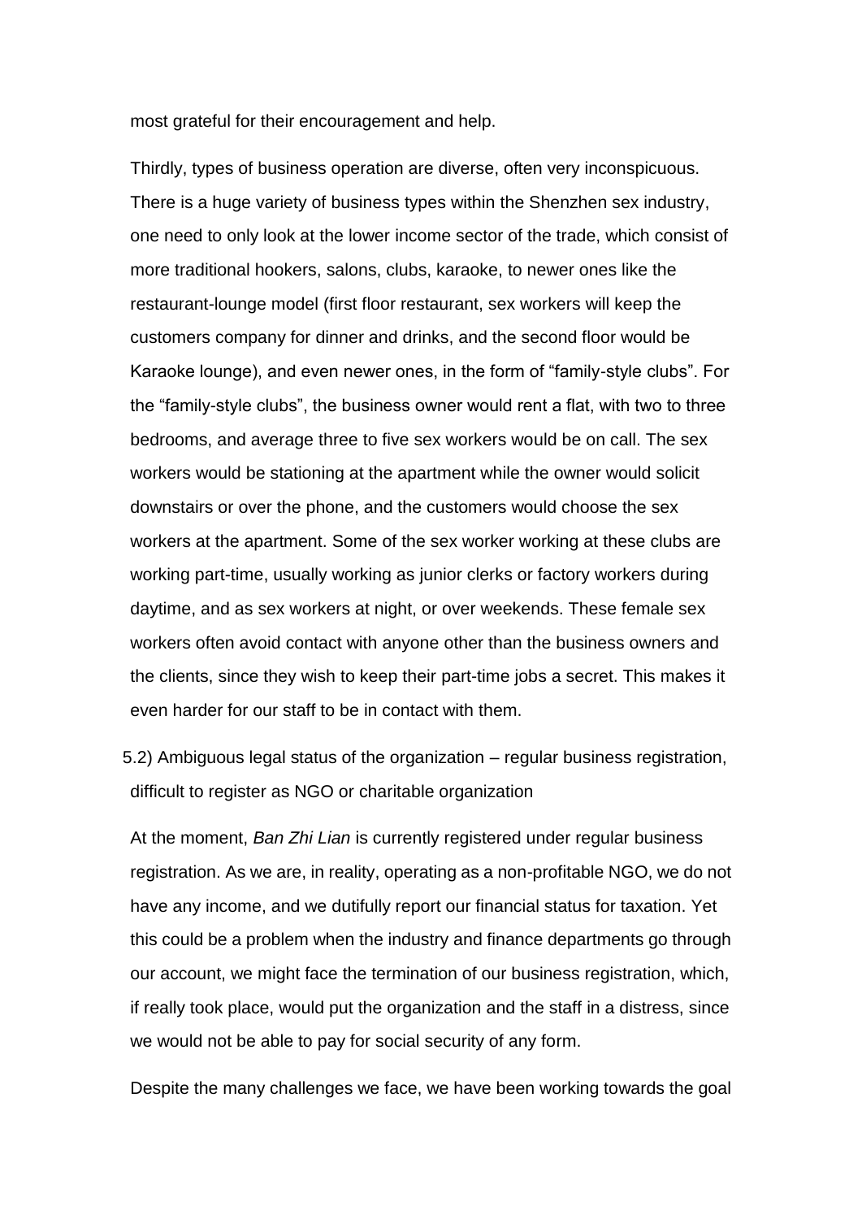most grateful for their encouragement and help.

Thirdly, types of business operation are diverse, often very inconspicuous. There is a huge variety of business types within the Shenzhen sex industry, one need to only look at the lower income sector of the trade, which consist of more traditional hookers, salons, clubs, karaoke, to newer ones like the restaurant-lounge model (first floor restaurant, sex workers will keep the customers company for dinner and drinks, and the second floor would be Karaoke lounge), and even newer ones, in the form of "family-style clubs". For the "family-style clubs", the business owner would rent a flat, with two to three bedrooms, and average three to five sex workers would be on call. The sex workers would be stationing at the apartment while the owner would solicit downstairs or over the phone, and the customers would choose the sex workers at the apartment. Some of the sex worker working at these clubs are working part-time, usually working as junior clerks or factory workers during daytime, and as sex workers at night, or over weekends. These female sex workers often avoid contact with anyone other than the business owners and the clients, since they wish to keep their part-time jobs a secret. This makes it even harder for our staff to be in contact with them.

5.2) Ambiguous legal status of the organization – regular business registration, difficult to register as NGO or charitable organization

At the moment, *Ban Zhi Lian* is currently registered under regular business registration. As we are, in reality, operating as a non-profitable NGO, we do not have any income, and we dutifully report our financial status for taxation. Yet this could be a problem when the industry and finance departments go through our account, we might face the termination of our business registration, which, if really took place, would put the organization and the staff in a distress, since we would not be able to pay for social security of any form.

Despite the many challenges we face, we have been working towards the goal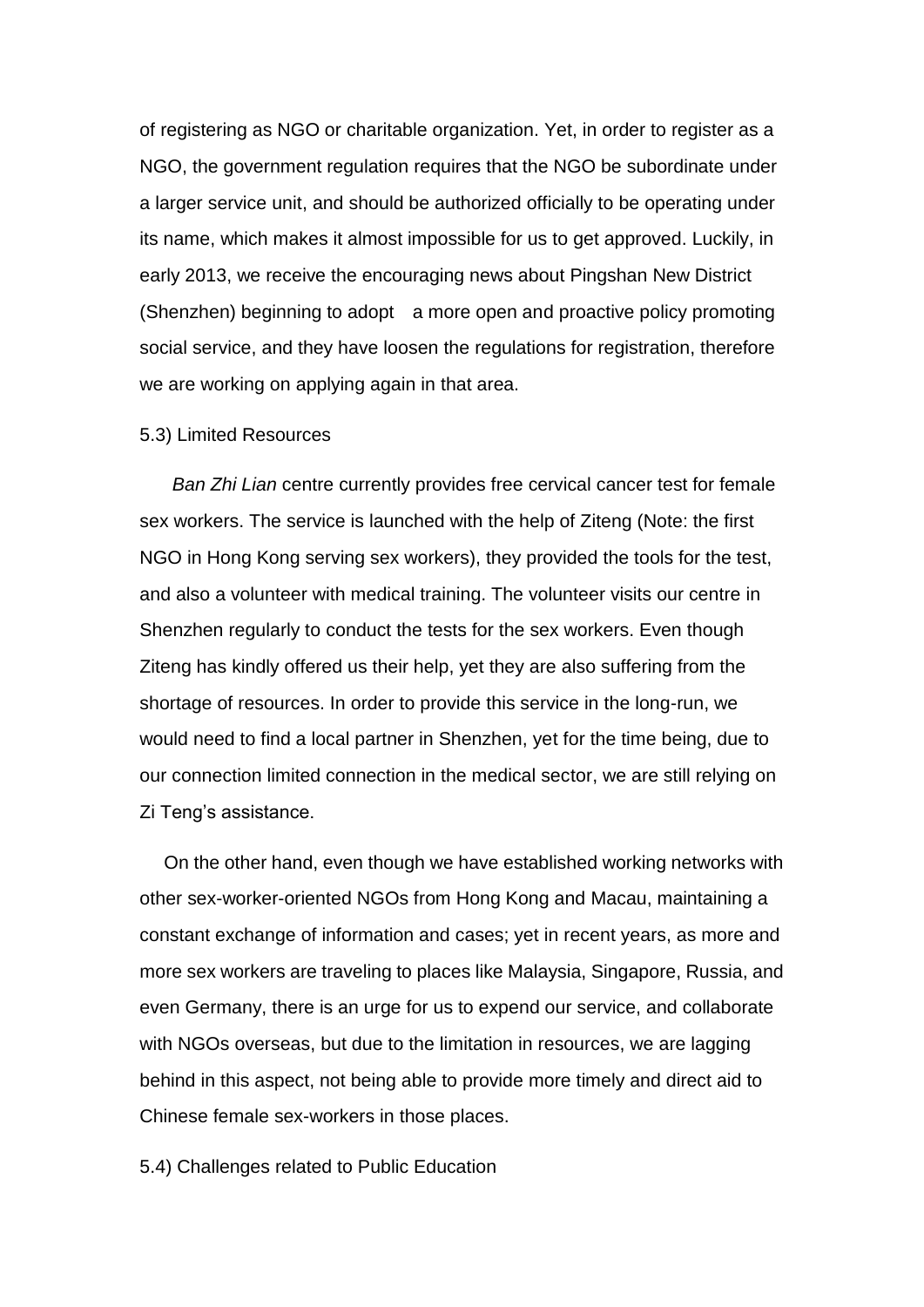of registering as NGO or charitable organization. Yet, in order to register as a NGO, the government regulation requires that the NGO be subordinate under a larger service unit, and should be authorized officially to be operating under its name, which makes it almost impossible for us to get approved. Luckily, in early 2013, we receive the encouraging news about Pingshan New District (Shenzhen) beginning to adopt a more open and proactive policy promoting social service, and they have loosen the regulations for registration, therefore we are working on applying again in that area.

5.3) Limited Resources

*Ban Zhi Lian* centre currently provides free cervical cancer test for female sex workers. The service is launched with the help of Ziteng (Note: the first NGO in Hong Kong serving sex workers), they provided the tools for the test, and also a volunteer with medical training. The volunteer visits our centre in Shenzhen regularly to conduct the tests for the sex workers. Even though Ziteng has kindly offered us their help, yet they are also suffering from the shortage of resources. In order to provide this service in the long-run, we would need to find a local partner in Shenzhen, yet for the time being, due to our connection limited connection in the medical sector, we are still relying on Zi Teng's assistance.

On the other hand, even though we have established working networks with other sex-worker-oriented NGOs from Hong Kong and Macau, maintaining a constant exchange of information and cases; yet in recent years, as more and more sex workers are traveling to places like Malaysia, Singapore, Russia, and even Germany, there is an urge for us to expend our service, and collaborate with NGOs overseas, but due to the limitation in resources, we are lagging behind in this aspect, not being able to provide more timely and direct aid to Chinese female sex-workers in those places.

5.4) Challenges related to Public Education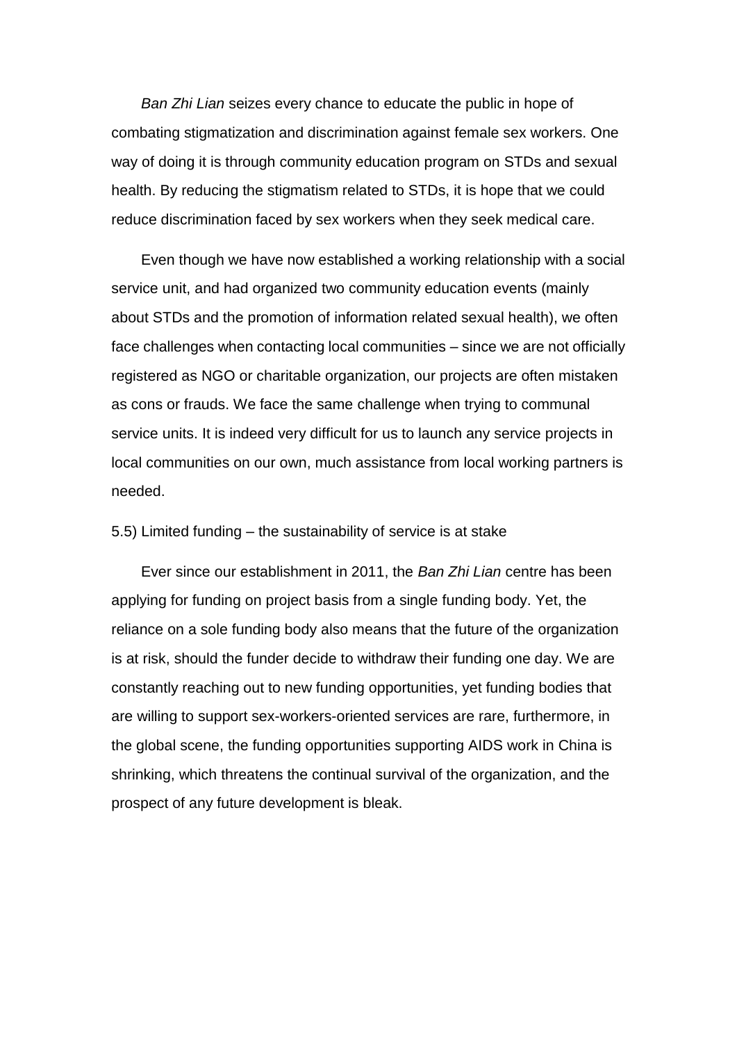*Ban Zhi Lian* seizes every chance to educate the public in hope of combating stigmatization and discrimination against female sex workers. One way of doing it is through community education program on STDs and sexual health. By reducing the stigmatism related to STDs, it is hope that we could reduce discrimination faced by sex workers when they seek medical care.

Even though we have now established a working relationship with a social service unit, and had organized two community education events (mainly about STDs and the promotion of information related sexual health), we often face challenges when contacting local communities – since we are not officially registered as NGO or charitable organization, our projects are often mistaken as cons or frauds. We face the same challenge when trying to communal service units. It is indeed very difficult for us to launch any service projects in local communities on our own, much assistance from local working partners is needed.

5.5) Limited funding – the sustainability of service is at stake

Ever since our establishment in 2011, the *Ban Zhi Lian* centre has been applying for funding on project basis from a single funding body. Yet, the reliance on a sole funding body also means that the future of the organization is at risk, should the funder decide to withdraw their funding one day. We are constantly reaching out to new funding opportunities, yet funding bodies that are willing to support sex-workers-oriented services are rare, furthermore, in the global scene, the funding opportunities supporting AIDS work in China is shrinking, which threatens the continual survival of the organization, and the prospect of any future development is bleak.